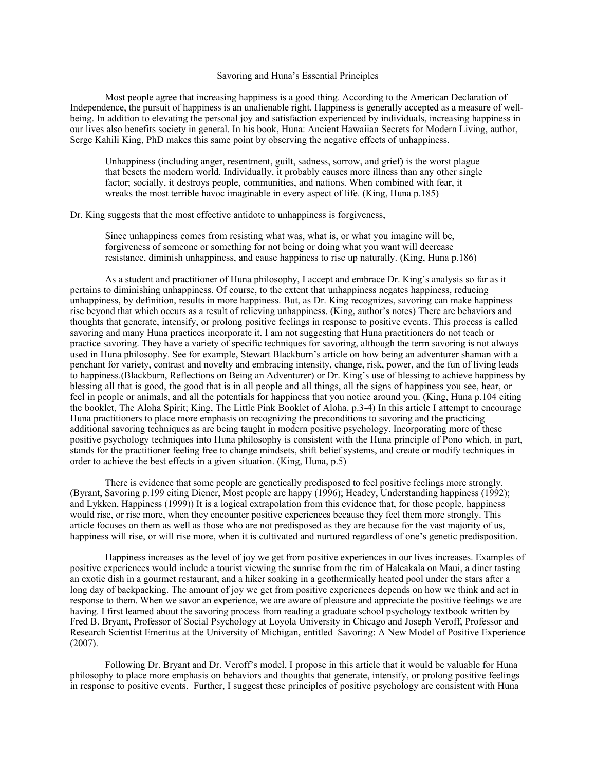# Savoring and Huna's Essential Principles

Most people agree that increasing happiness is a good thing. According to the American Declaration of Independence, the pursuit of happiness is an unalienable right. Happiness is generally accepted as a measure of well-being. In addition to elevating the personal joy and satisfaction experienced by individuals, increasing happiness in our lives also benefits society in general. In his book, Huna: Ancient Hawaiian Secrets for Modern Living, author, Serge Kahili King, PhD makes this same point by observing the negative effects of unhappiness.

> Unhappiness (including anger, resentment, guilt, sadness, sorrow, and grief) is the worst plague that besets the modern world. Individually, it probably causes more illness than any other single factor; socially, it destroys people, communities, and nations. When combined with fear, it wreaks the most terrible havoc imaginable in every aspect of life. (King, Huna p.185)

Dr. King suggests that the most effective antidote to unhappiness is forgiveness,

> Since unhappiness comes from resisting what was, what is, or what you imagine will be, forgiveness of someone or something for not being or doing what you want will decrease resistance, diminish unhappiness, and cause happiness to rise up naturally. (King, Huna p.186)

As a student and practitioner of Huna philosophy, I accept and embrace Dr. King's analysis so far as it pertains to diminishing unhappiness. Of course, to the extent that unhappiness negates happiness, reducing unhappiness, by definition, results in more happiness. But, as Dr. King recognizes, savoring can make happiness rise beyond that which occurs as a result of relieving unhappiness. (King, author's notes) There are behaviors and thoughts that generate, intensify, or prolong positive feelings in response to positive events. This process is called savoring and many Huna practices incorporate it. I am not suggesting that Huna practitioners do not teach or practice savoring. They have a variety of specific techniques for savoring, although the term savoring is not always used in Huna philosophy. See for example, Stewart Blackburn's article on how being an adventurer shaman with a penchant for variety, contrast and novelty and embracing intensity, change, risk, power, and the fun of living leads to happiness.(Blackburn, Reflections on Being an Adventurer) or Dr. King's use of blessing to achieve happiness by blessing all that is good, the good that is in all people and all things, all the signs of happiness you see, hear, or feel in people or animals, and all the potentials for happiness that you notice around you. (King, Huna p.104 citing the booklet, The Aloha Spirit; King, The Little Pink Booklet of Aloha, p.3-4) In this article I attempt to encourage Huna practitioners to place more emphasis on recognizing the preconditions to savoring and the practicing additional savoring techniques as are being taught in modern positive psychology. Incorporating more of these positive psychology techniques into Huna philosophy is consistent with the Huna principle of Pono which, in part, stands for the practitioner feeling free to change mindsets, shift belief systems, and create or modify techniques in order to achieve the best effects in a given situation. (King, Huna, p.5)

There is evidence that some people are genetically predisposed to feel positive feelings more strongly. (Byrant, Savoring p.199 citing Diener, Most people are happy (1996); Headey, Understanding happiness (1992); and Lykken, Happiness (1999)) It is a logical extrapolation from this evidence that, for those people, happiness would rise, or rise more, when they encounter positive experiences because they feel them more strongly. This article focuses on them as well as those who are not predisposed as they are because for the vast majority of us, happiness will rise, or will rise more, when it is cultivated and nurtured regardless of one's genetic predisposition.

Happiness increases as the level of joy we get from positive experiences in our lives increases. Examples of positive experiences would include a tourist viewing the sunrise from the rim of Haleakala on Maui, a diner tasting an exotic dish in a gourmet restaurant, and a hiker soaking in a geothermically heated pool under the stars after a long day of backpacking. The amount of joy we get from positive experiences depends on how we think and act in response to them. When we savor an experience, we are aware of pleasure and appreciate the positive feelings we are having. I first learned about the savoring process from reading a graduate school psychology textbook written by Fred B. Bryant, Professor of Social Psychology at Loyola University in Chicago and Joseph Veroff, Professor and Research Scientist Emeritus at the University of Michigan, entitled Savoring: A New Model of Positive Experience (2007).

Following Dr. Bryant and Dr. Veroff's model, I propose in this article that it would be valuable for Huna philosophy to place more emphasis on behaviors and thoughts that generate, intensify, or prolong positive feelings in response to positive events. Further, I suggest these principles of positive psychology are consistent with Huna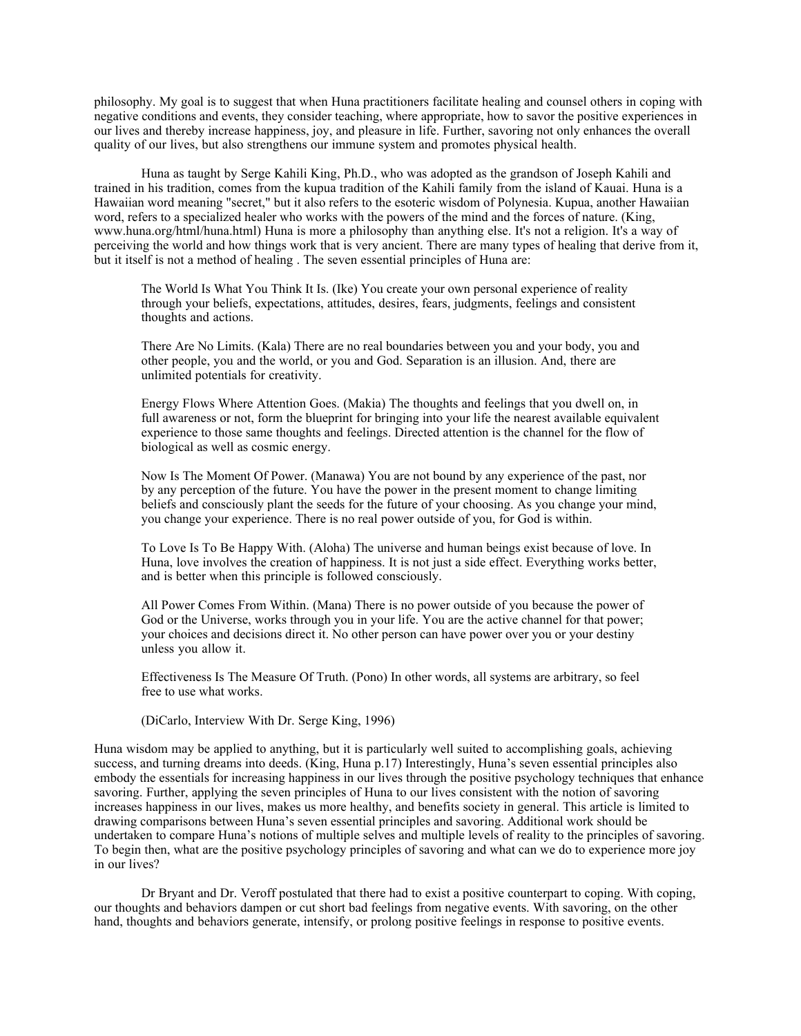philosophy. My goal is to suggest that when Huna practitioners facilitate healing and counsel others in coping with negative conditions and events, they consider teaching, where appropriate, how to savor the positive experiences in our lives and thereby increase happiness, joy, and pleasure in life. Further, savoring not only enhances the overall quality of our lives, but also strengthens our immune system and promotes physical health.

Huna as taught by Serge Kahili King, Ph.D., who was adopted as the grandson of Joseph Kahili and trained in his tradition, comes from the kupua tradition of the Kahili family from the island of Kauai. Huna is a Hawaiian word meaning "secret," but it also refers to the esoteric wisdom of Polynesia. Kupua, another Hawaiian word, refers to a specialized healer who works with the powers of the mind and the forces of nature. (King, www.huna.org/html/huna.html) Huna is more a philosophy than anything else. It's not a religion. It's a way of perceiving the world and how things work that is very ancient. There are many types of healing that derive from it, but it itself is not a method of healing . The seven essential principles of Huna are:

> The World Is What You Think It Is. (Ike) You create your own personal experience of reality through your beliefs, expectations, attitudes, desires, fears, judgments, feelings and consistent thoughts and actions.
>
> There Are No Limits. (Kala) There are no real boundaries between you and your body, you and other people, you and the world, or you and God. Separation is an illusion. And, there are unlimited potentials for creativity.
>
> Energy Flows Where Attention Goes. (Makia) The thoughts and feelings that you dwell on, in full awareness or not, form the blueprint for bringing into your life the nearest available equivalent experience to those same thoughts and feelings. Directed attention is the channel for the flow of biological as well as cosmic energy.
>
> Now Is The Moment Of Power. (Manawa) You are not bound by any experience of the past, nor by any perception of the future. You have the power in the present moment to change limiting beliefs and consciously plant the seeds for the future of your choosing. As you change your mind, you change your experience. There is no real power outside of you, for God is within.
>
> To Love Is To Be Happy With. (Aloha) The universe and human beings exist because of love. In Huna, love involves the creation of happiness. It is not just a side effect. Everything works better, and is better when this principle is followed consciously.
>
> All Power Comes From Within. (Mana) There is no power outside of you because the power of God or the Universe, works through you in your life. You are the active channel for that power; your choices and decisions direct it. No other person can have power over you or your destiny unless you allow it.
>
> Effectiveness Is The Measure Of Truth. (Pono) In other words, all systems are arbitrary, so feel free to use what works.
>
> (DiCarlo, Interview With Dr. Serge King, 1996)

Huna wisdom may be applied to anything, but it is particularly well suited to accomplishing goals, achieving success, and turning dreams into deeds. (King, Huna p.17) Interestingly, Huna's seven essential principles also embody the essentials for increasing happiness in our lives through the positive psychology techniques that enhance savoring. Further, applying the seven principles of Huna to our lives consistent with the notion of savoring increases happiness in our lives, makes us more healthy, and benefits society in general. This article is limited to drawing comparisons between Huna's seven essential principles and savoring. Additional work should be undertaken to compare Huna's notions of multiple selves and multiple levels of reality to the principles of savoring. To begin then, what are the positive psychology principles of savoring and what can we do to experience more joy in our lives?

Dr Bryant and Dr. Veroff postulated that there had to exist a positive counterpart to coping. With coping, our thoughts and behaviors dampen or cut short bad feelings from negative events. With savoring, on the other hand, thoughts and behaviors generate, intensify, or prolong positive feelings in response to positive events.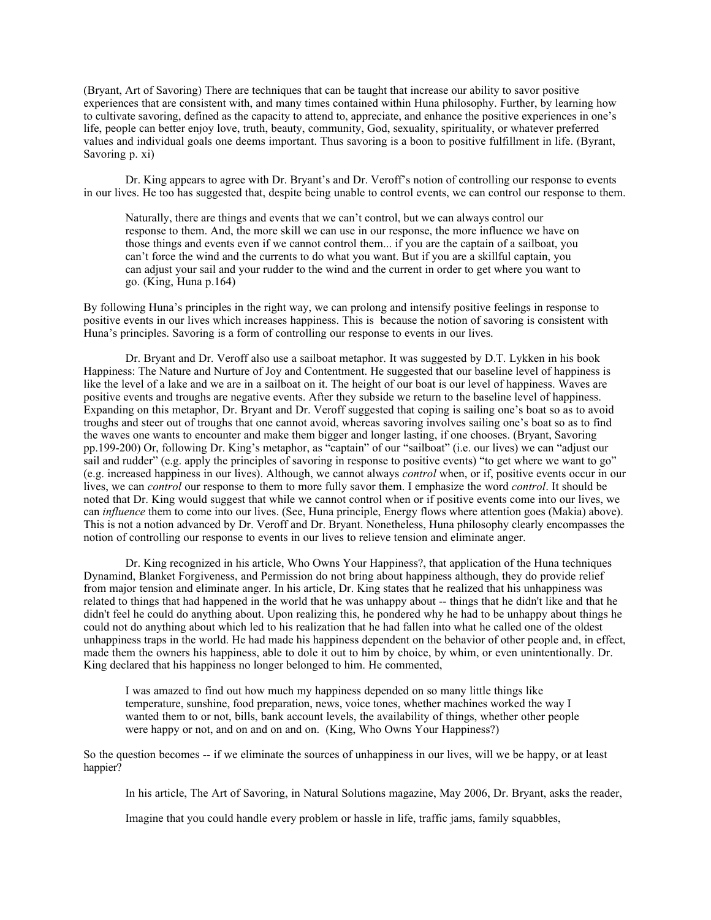(Bryant, Art of Savoring) There are techniques that can be taught that increase our ability to savor positive experiences that are consistent with, and many times contained within Huna philosophy. Further, by learning how to cultivate savoring, defined as the capacity to attend to, appreciate, and enhance the positive experiences in one's life, people can better enjoy love, truth, beauty, community, God, sexuality, spirituality, or whatever preferred values and individual goals one deems important. Thus savoring is a boon to positive fulfillment in life. (Byrant, Savoring p. xi)

Dr. King appears to agree with Dr. Bryant's and Dr. Veroff's notion of controlling our response to events in our lives. He too has suggested that, despite being unable to control events, we can control our response to them.

> Naturally, there are things and events that we can't control, but we can always control our response to them. And, the more skill we can use in our response, the more influence we have on those things and events even if we cannot control them... if you are the captain of a sailboat, you can't force the wind and the currents to do what you want. But if you are a skillful captain, you can adjust your sail and your rudder to the wind and the current in order to get where you want to go. (King, Huna p.164)

By following Huna's principles in the right way, we can prolong and intensify positive feelings in response to positive events in our lives which increases happiness. This is because the notion of savoring is consistent with Huna's principles. Savoring is a form of controlling our response to events in our lives.

Dr. Bryant and Dr. Veroff also use a sailboat metaphor. It was suggested by D.T. Lykken in his book Happiness: The Nature and Nurture of Joy and Contentment. He suggested that our baseline level of happiness is like the level of a lake and we are in a sailboat on it. The height of our boat is our level of happiness. Waves are positive events and troughs are negative events. After they subside we return to the baseline level of happiness. Expanding on this metaphor, Dr. Bryant and Dr. Veroff suggested that coping is sailing one's boat so as to avoid troughs and steer out of troughs that one cannot avoid, whereas savoring involves sailing one's boat so as to find the waves one wants to encounter and make them bigger and longer lasting, if one chooses. (Bryant, Savoring pp.199-200) Or, following Dr. King's metaphor, as "captain" of our "sailboat" (i.e. our lives) we can "adjust our sail and rudder" (e.g. apply the principles of savoring in response to positive events) "to get where we want to go" (e.g. increased happiness in our lives). Although, we cannot always *control* when, or if, positive events occur in our lives, we can *control* our response to them to more fully savor them. I emphasize the word *control*. It should be noted that Dr. King would suggest that while we cannot control when or if positive events come into our lives, we can *influence* them to come into our lives. (See, Huna principle, Energy flows where attention goes (Makia) above). This is not a notion advanced by Dr. Veroff and Dr. Bryant. Nonetheless, Huna philosophy clearly encompasses the notion of controlling our response to events in our lives to relieve tension and eliminate anger.

Dr. King recognized in his article, Who Owns Your Happiness?, that application of the Huna techniques Dynamind, Blanket Forgiveness, and Permission do not bring about happiness although, they do provide relief from major tension and eliminate anger. In his article, Dr. King states that he realized that his unhappiness was related to things that had happened in the world that he was unhappy about -- things that he didn't like and that he didn't feel he could do anything about. Upon realizing this, he pondered why he had to be unhappy about things he could not do anything about which led to his realization that he had fallen into what he called one of the oldest unhappiness traps in the world. He had made his happiness dependent on the behavior of other people and, in effect, made them the owners his happiness, able to dole it out to him by choice, by whim, or even unintentionally. Dr. King declared that his happiness no longer belonged to him. He commented,

> I was amazed to find out how much my happiness depended on so many little things like temperature, sunshine, food preparation, news, voice tones, whether machines worked the way I wanted them to or not, bills, bank account levels, the availability of things, whether other people were happy or not, and on and on and on. (King, Who Owns Your Happiness?)

So the question becomes -- if we eliminate the sources of unhappiness in our lives, will we be happy, or at least happier?

> In his article, The Art of Savoring, in Natural Solutions magazine, May 2006, Dr. Bryant, asks the reader,
>
> Imagine that you could handle every problem or hassle in life, traffic jams, family squabbles,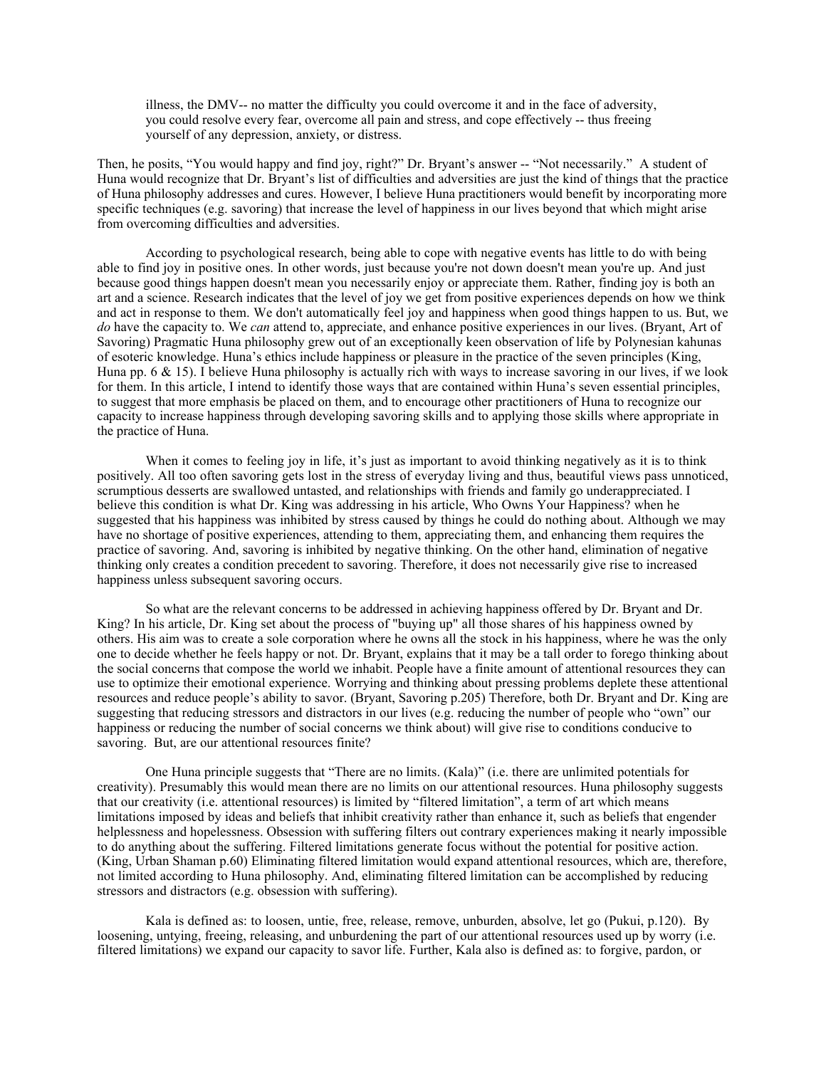illness, the DMV-- no matter the difficulty you could overcome it and in the face of adversity, you could resolve every fear, overcome all pain and stress, and cope effectively -- thus freeing yourself of any depression, anxiety, or distress.

Then, he posits, "You would happy and find joy, right?" Dr. Bryant's answer -- "Not necessarily." A student of Huna would recognize that Dr. Bryant's list of difficulties and adversities are just the kind of things that the practice of Huna philosophy addresses and cures. However, I believe Huna practitioners would benefit by incorporating more specific techniques (e.g. savoring) that increase the level of happiness in our lives beyond that which might arise from overcoming difficulties and adversities.

According to psychological research, being able to cope with negative events has little to do with being able to find joy in positive ones. In other words, just because you're not down doesn't mean you're up. And just because good things happen doesn't mean you necessarily enjoy or appreciate them. Rather, finding joy is both an art and a science. Research indicates that the level of joy we get from positive experiences depends on how we think and act in response to them. We don't automatically feel joy and happiness when good things happen to us. But, we *do* have the capacity to. We *can* attend to, appreciate, and enhance positive experiences in our lives. (Bryant, Art of Savoring) Pragmatic Huna philosophy grew out of an exceptionally keen observation of life by Polynesian kahunas of esoteric knowledge. Huna's ethics include happiness or pleasure in the practice of the seven principles (King, Huna pp. 6 & 15). I believe Huna philosophy is actually rich with ways to increase savoring in our lives, if we look for them. In this article, I intend to identify those ways that are contained within Huna's seven essential principles, to suggest that more emphasis be placed on them, and to encourage other practitioners of Huna to recognize our capacity to increase happiness through developing savoring skills and to applying those skills where appropriate in the practice of Huna.

When it comes to feeling joy in life, it's just as important to avoid thinking negatively as it is to think positively. All too often savoring gets lost in the stress of everyday living and thus, beautiful views pass unnoticed, scrumptious desserts are swallowed untasted, and relationships with friends and family go underappreciated. I believe this condition is what Dr. King was addressing in his article, Who Owns Your Happiness? when he suggested that his happiness was inhibited by stress caused by things he could do nothing about. Although we may have no shortage of positive experiences, attending to them, appreciating them, and enhancing them requires the practice of savoring. And, savoring is inhibited by negative thinking. On the other hand, elimination of negative thinking only creates a condition precedent to savoring. Therefore, it does not necessarily give rise to increased happiness unless subsequent savoring occurs.

So what are the relevant concerns to be addressed in achieving happiness offered by Dr. Bryant and Dr. King? In his article, Dr. King set about the process of "buying up" all those shares of his happiness owned by others. His aim was to create a sole corporation where he owns all the stock in his happiness, where he was the only one to decide whether he feels happy or not. Dr. Bryant, explains that it may be a tall order to forego thinking about the social concerns that compose the world we inhabit. People have a finite amount of attentional resources they can use to optimize their emotional experience. Worrying and thinking about pressing problems deplete these attentional resources and reduce people's ability to savor. (Bryant, Savoring p.205) Therefore, both Dr. Bryant and Dr. King are suggesting that reducing stressors and distractors in our lives (e.g. reducing the number of people who "own" our happiness or reducing the number of social concerns we think about) will give rise to conditions conducive to savoring. But, are our attentional resources finite?

One Huna principle suggests that "There are no limits. (Kala)" (i.e. there are unlimited potentials for creativity). Presumably this would mean there are no limits on our attentional resources. Huna philosophy suggests that our creativity (i.e. attentional resources) is limited by "filtered limitation", a term of art which means limitations imposed by ideas and beliefs that inhibit creativity rather than enhance it, such as beliefs that engender helplessness and hopelessness. Obsession with suffering filters out contrary experiences making it nearly impossible to do anything about the suffering. Filtered limitations generate focus without the potential for positive action. (King, Urban Shaman p.60) Eliminating filtered limitation would expand attentional resources, which are, therefore, not limited according to Huna philosophy. And, eliminating filtered limitation can be accomplished by reducing stressors and distractors (e.g. obsession with suffering).

Kala is defined as: to loosen, untie, free, release, remove, unburden, absolve, let go (Pukui, p.120). By loosening, untying, freeing, releasing, and unburdening the part of our attentional resources used up by worry (i.e. filtered limitations) we expand our capacity to savor life. Further, Kala also is defined as: to forgive, pardon, or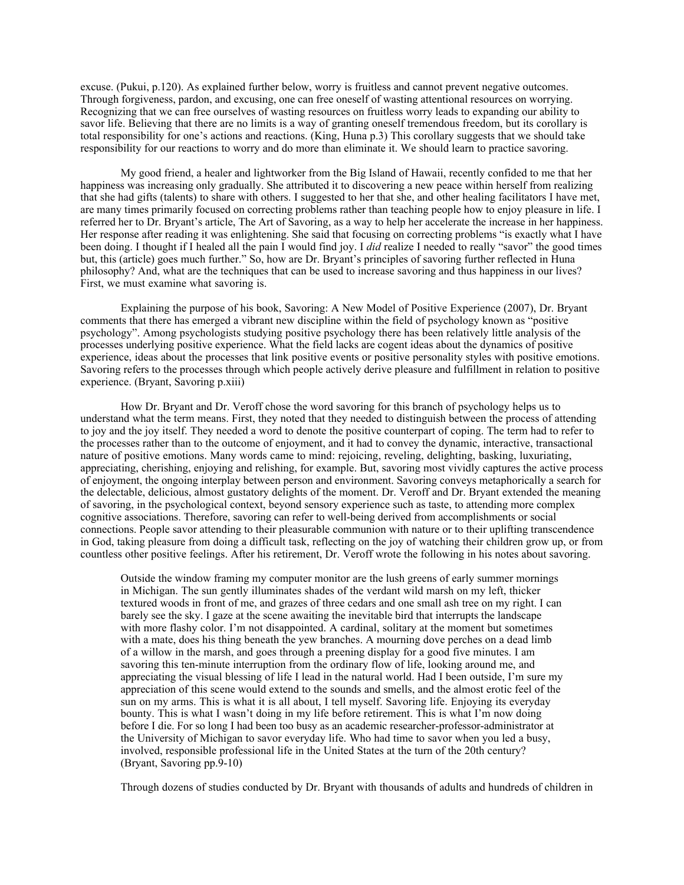excuse. (Pukui, p.120). As explained further below, worry is fruitless and cannot prevent negative outcomes. Through forgiveness, pardon, and excusing, one can free oneself of wasting attentional resources on worrying. Recognizing that we can free ourselves of wasting resources on fruitless worry leads to expanding our ability to savor life. Believing that there are no limits is a way of granting oneself tremendous freedom, but its corollary is total responsibility for one's actions and reactions. (King, Huna p.3) This corollary suggests that we should take responsibility for our reactions to worry and do more than eliminate it. We should learn to practice savoring.

My good friend, a healer and lightworker from the Big Island of Hawaii, recently confided to me that her happiness was increasing only gradually. She attributed it to discovering a new peace within herself from realizing that she had gifts (talents) to share with others. I suggested to her that she, and other healing facilitators I have met, are many times primarily focused on correcting problems rather than teaching people how to enjoy pleasure in life. I referred her to Dr. Bryant's article, The Art of Savoring, as a way to help her accelerate the increase in her happiness. Her response after reading it was enlightening. She said that focusing on correcting problems "is exactly what I have been doing. I thought if I healed all the pain I would find joy. I *did* realize I needed to really "savor" the good times but, this (article) goes much further." So, how are Dr. Bryant's principles of savoring further reflected in Huna philosophy? And, what are the techniques that can be used to increase savoring and thus happiness in our lives? First, we must examine what savoring is.

Explaining the purpose of his book, Savoring: A New Model of Positive Experience (2007), Dr. Bryant comments that there has emerged a vibrant new discipline within the field of psychology known as "positive psychology". Among psychologists studying positive psychology there has been relatively little analysis of the processes underlying positive experience. What the field lacks are cogent ideas about the dynamics of positive experience, ideas about the processes that link positive events or positive personality styles with positive emotions. Savoring refers to the processes through which people actively derive pleasure and fulfillment in relation to positive experience. (Bryant, Savoring p.xiii)

How Dr. Bryant and Dr. Veroff chose the word savoring for this branch of psychology helps us to understand what the term means. First, they noted that they needed to distinguish between the process of attending to joy and the joy itself. They needed a word to denote the positive counterpart of coping. The term had to refer to the processes rather than to the outcome of enjoyment, and it had to convey the dynamic, interactive, transactional nature of positive emotions. Many words came to mind: rejoicing, reveling, delighting, basking, luxuriating, appreciating, cherishing, enjoying and relishing, for example. But, savoring most vividly captures the active process of enjoyment, the ongoing interplay between person and environment. Savoring conveys metaphorically a search for the delectable, delicious, almost gustatory delights of the moment. Dr. Veroff and Dr. Bryant extended the meaning of savoring, in the psychological context, beyond sensory experience such as taste, to attending more complex cognitive associations. Therefore, savoring can refer to well-being derived from accomplishments or social connections. People savor attending to their pleasurable communion with nature or to their uplifting transcendence in God, taking pleasure from doing a difficult task, reflecting on the joy of watching their children grow up, or from countless other positive feelings. After his retirement, Dr. Veroff wrote the following in his notes about savoring.

> Outside the window framing my computer monitor are the lush greens of early summer mornings in Michigan. The sun gently illuminates shades of the verdant wild marsh on my left, thicker textured woods in front of me, and grazes of three cedars and one small ash tree on my right. I can barely see the sky. I gaze at the scene awaiting the inevitable bird that interrupts the landscape with more flashy color. I'm not disappointed. A cardinal, solitary at the moment but sometimes with a mate, does his thing beneath the yew branches. A mourning dove perches on a dead limb of a willow in the marsh, and goes through a preening display for a good five minutes. I am savoring this ten-minute interruption from the ordinary flow of life, looking around me, and appreciating the visual blessing of life I lead in the natural world. Had I been outside, I'm sure my appreciation of this scene would extend to the sounds and smells, and the almost erotic feel of the sun on my arms. This is what it is all about, I tell myself. Savoring life. Enjoying its everyday bounty. This is what I wasn't doing in my life before retirement. This is what I'm now doing before I die. For so long I had been too busy as an academic researcher-professor-administrator at the University of Michigan to savor everyday life. Who had time to savor when you led a busy, involved, responsible professional life in the United States at the turn of the 20th century? (Bryant, Savoring pp.9-10)

Through dozens of studies conducted by Dr. Bryant with thousands of adults and hundreds of children in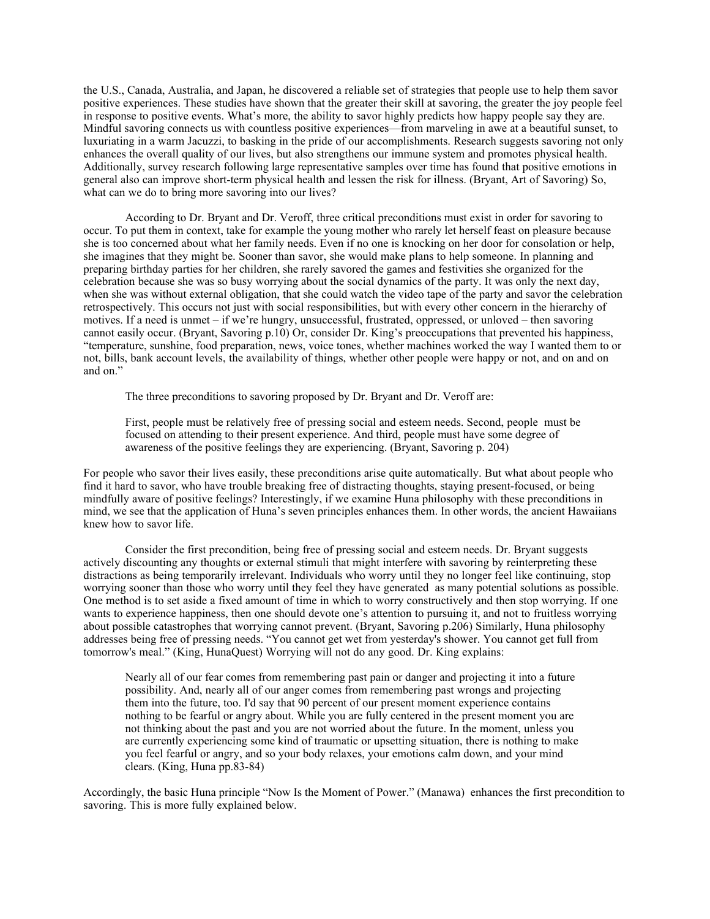the U.S., Canada, Australia, and Japan, he discovered a reliable set of strategies that people use to help them savor positive experiences. These studies have shown that the greater their skill at savoring, the greater the joy people feel in response to positive events. What's more, the ability to savor highly predicts how happy people say they are. Mindful savoring connects us with countless positive experiences—from marveling in awe at a beautiful sunset, to luxuriating in a warm Jacuzzi, to basking in the pride of our accomplishments. Research suggests savoring not only enhances the overall quality of our lives, but also strengthens our immune system and promotes physical health. Additionally, survey research following large representative samples over time has found that positive emotions in general also can improve short-term physical health and lessen the risk for illness. (Bryant, Art of Savoring) So, what can we do to bring more savoring into our lives?

According to Dr. Bryant and Dr. Veroff, three critical preconditions must exist in order for savoring to occur. To put them in context, take for example the young mother who rarely let herself feast on pleasure because she is too concerned about what her family needs. Even if no one is knocking on her door for consolation or help, she imagines that they might be. Sooner than savor, she would make plans to help someone. In planning and preparing birthday parties for her children, she rarely savored the games and festivities she organized for the celebration because she was so busy worrying about the social dynamics of the party. It was only the next day, when she was without external obligation, that she could watch the video tape of the party and savor the celebration retrospectively. This occurs not just with social responsibilities, but with every other concern in the hierarchy of motives. If a need is unmet – if we're hungry, unsuccessful, frustrated, oppressed, or unloved – then savoring cannot easily occur. (Bryant, Savoring p.10) Or, consider Dr. King's preoccupations that prevented his happiness, "temperature, sunshine, food preparation, news, voice tones, whether machines worked the way I wanted them to or not, bills, bank account levels, the availability of things, whether other people were happy or not, and on and on and on."

The three preconditions to savoring proposed by Dr. Bryant and Dr. Veroff are:

> First, people must be relatively free of pressing social and esteem needs. Second, people must be focused on attending to their present experience. And third, people must have some degree of awareness of the positive feelings they are experiencing. (Bryant, Savoring p. 204)

For people who savor their lives easily, these preconditions arise quite automatically. But what about people who find it hard to savor, who have trouble breaking free of distracting thoughts, staying present-focused, or being mindfully aware of positive feelings? Interestingly, if we examine Huna philosophy with these preconditions in mind, we see that the application of Huna's seven principles enhances them. In other words, the ancient Hawaiians knew how to savor life.

Consider the first precondition, being free of pressing social and esteem needs. Dr. Bryant suggests actively discounting any thoughts or external stimuli that might interfere with savoring by reinterpreting these distractions as being temporarily irrelevant. Individuals who worry until they no longer feel like continuing, stop worrying sooner than those who worry until they feel they have generated as many potential solutions as possible. One method is to set aside a fixed amount of time in which to worry constructively and then stop worrying. If one wants to experience happiness, then one should devote one's attention to pursuing it, and not to fruitless worrying about possible catastrophes that worrying cannot prevent. (Bryant, Savoring p.206) Similarly, Huna philosophy addresses being free of pressing needs. "You cannot get wet from yesterday's shower. You cannot get full from tomorrow's meal." (King, HunaQuest) Worrying will not do any good. Dr. King explains:

> Nearly all of our fear comes from remembering past pain or danger and projecting it into a future possibility. And, nearly all of our anger comes from remembering past wrongs and projecting them into the future, too. I'd say that 90 percent of our present moment experience contains nothing to be fearful or angry about. While you are fully centered in the present moment you are not thinking about the past and you are not worried about the future. In the moment, unless you are currently experiencing some kind of traumatic or upsetting situation, there is nothing to make you feel fearful or angry, and so your body relaxes, your emotions calm down, and your mind clears. (King, Huna pp.83-84)

Accordingly, the basic Huna principle "Now Is the Moment of Power." (Manawa) enhances the first precondition to savoring. This is more fully explained below.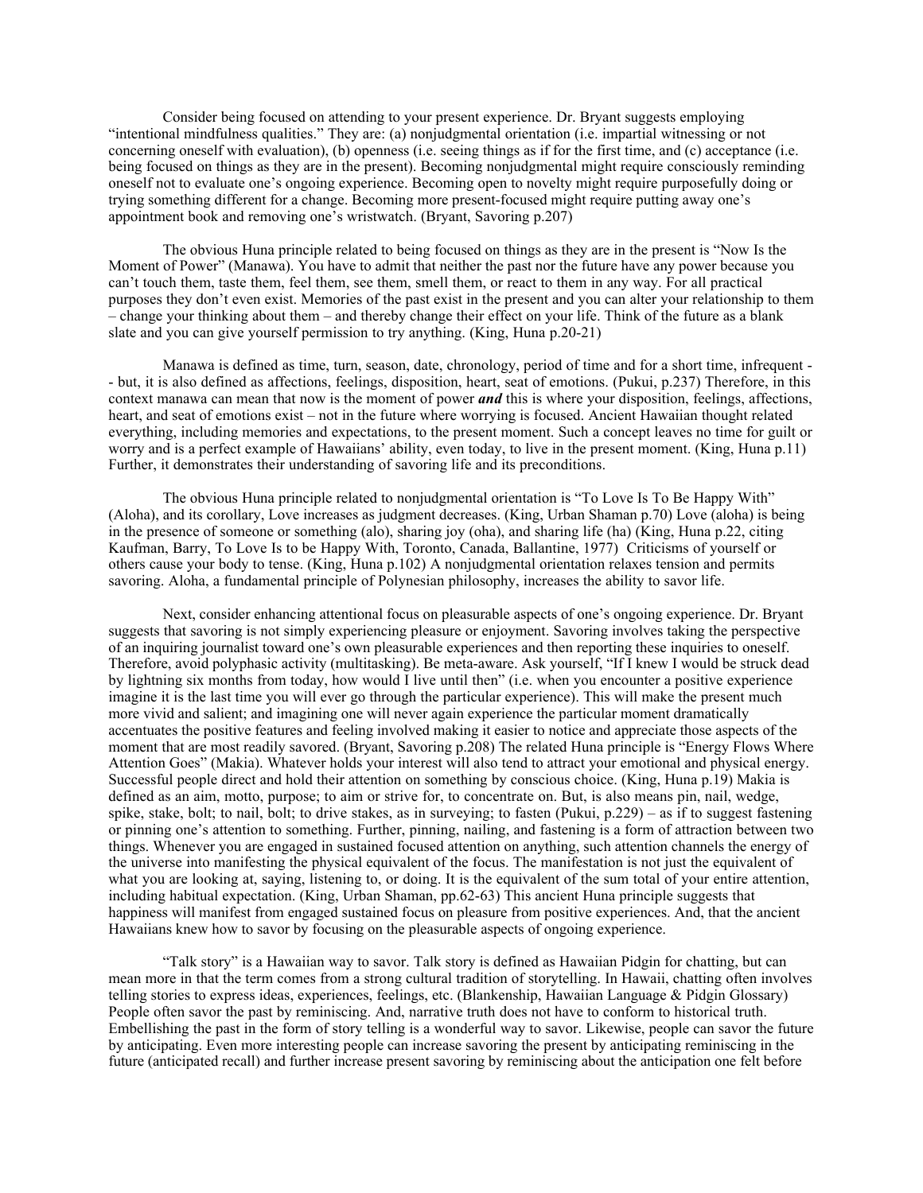Consider being focused on attending to your present experience. Dr. Bryant suggests employing "intentional mindfulness qualities." They are: (a) nonjudgmental orientation (i.e. impartial witnessing or not concerning oneself with evaluation), (b) openness (i.e. seeing things as if for the first time, and (c) acceptance (i.e. being focused on things as they are in the present). Becoming nonjudgmental might require consciously reminding oneself not to evaluate one's ongoing experience. Becoming open to novelty might require purposefully doing or trying something different for a change. Becoming more present-focused might require putting away one's appointment book and removing one's wristwatch. (Bryant, Savoring p.207)

The obvious Huna principle related to being focused on things as they are in the present is "Now Is the Moment of Power" (Manawa). You have to admit that neither the past nor the future have any power because you can't touch them, taste them, feel them, see them, smell them, or react to them in any way. For all practical purposes they don't even exist. Memories of the past exist in the present and you can alter your relationship to them – change your thinking about them – and thereby change their effect on your life. Think of the future as a blank slate and you can give yourself permission to try anything. (King, Huna p.20-21)

Manawa is defined as time, turn, season, date, chronology, period of time and for a short time, infrequent -- but, it is also defined as affections, feelings, disposition, heart, seat of emotions. (Pukui, p.237) Therefore, in this context manawa can mean that now is the moment of power ***and*** this is where your disposition, feelings, affections, heart, and seat of emotions exist – not in the future where worrying is focused. Ancient Hawaiian thought related everything, including memories and expectations, to the present moment. Such a concept leaves no time for guilt or worry and is a perfect example of Hawaiians' ability, even today, to live in the present moment. (King, Huna p.11) Further, it demonstrates their understanding of savoring life and its preconditions.

The obvious Huna principle related to nonjudgmental orientation is "To Love Is To Be Happy With" (Aloha), and its corollary, Love increases as judgment decreases. (King, Urban Shaman p.70) Love (aloha) is being in the presence of someone or something (alo), sharing joy (oha), and sharing life (ha) (King, Huna p.22, citing Kaufman, Barry, To Love Is to be Happy With, Toronto, Canada, Ballantine, 1977) Criticisms of yourself or others cause your body to tense. (King, Huna p.102) A nonjudgmental orientation relaxes tension and permits savoring. Aloha, a fundamental principle of Polynesian philosophy, increases the ability to savor life.

Next, consider enhancing attentional focus on pleasurable aspects of one's ongoing experience. Dr. Bryant suggests that savoring is not simply experiencing pleasure or enjoyment. Savoring involves taking the perspective of an inquiring journalist toward one's own pleasurable experiences and then reporting these inquiries to oneself. Therefore, avoid polyphasic activity (multitasking). Be meta-aware. Ask yourself, "If I knew I would be struck dead by lightning six months from today, how would I live until then" (i.e. when you encounter a positive experience imagine it is the last time you will ever go through the particular experience). This will make the present much more vivid and salient; and imagining one will never again experience the particular moment dramatically accentuates the positive features and feeling involved making it easier to notice and appreciate those aspects of the moment that are most readily savored. (Bryant, Savoring p.208) The related Huna principle is "Energy Flows Where Attention Goes" (Makia). Whatever holds your interest will also tend to attract your emotional and physical energy. Successful people direct and hold their attention on something by conscious choice. (King, Huna p.19) Makia is defined as an aim, motto, purpose; to aim or strive for, to concentrate on. But, is also means pin, nail, wedge, spike, stake, bolt; to nail, bolt; to drive stakes, as in surveying; to fasten (Pukui, p.229) – as if to suggest fastening or pinning one's attention to something. Further, pinning, nailing, and fastening is a form of attraction between two things. Whenever you are engaged in sustained focused attention on anything, such attention channels the energy of the universe into manifesting the physical equivalent of the focus. The manifestation is not just the equivalent of what you are looking at, saying, listening to, or doing. It is the equivalent of the sum total of your entire attention, including habitual expectation. (King, Urban Shaman, pp.62-63) This ancient Huna principle suggests that happiness will manifest from engaged sustained focus on pleasure from positive experiences. And, that the ancient Hawaiians knew how to savor by focusing on the pleasurable aspects of ongoing experience.

"Talk story" is a Hawaiian way to savor. Talk story is defined as Hawaiian Pidgin for chatting, but can mean more in that the term comes from a strong cultural tradition of storytelling. In Hawaii, chatting often involves telling stories to express ideas, experiences, feelings, etc. (Blankenship, Hawaiian Language & Pidgin Glossary) People often savor the past by reminiscing. And, narrative truth does not have to conform to historical truth. Embellishing the past in the form of story telling is a wonderful way to savor. Likewise, people can savor the future by anticipating. Even more interesting people can increase savoring the present by anticipating reminiscing in the future (anticipated recall) and further increase present savoring by reminiscing about the anticipation one felt before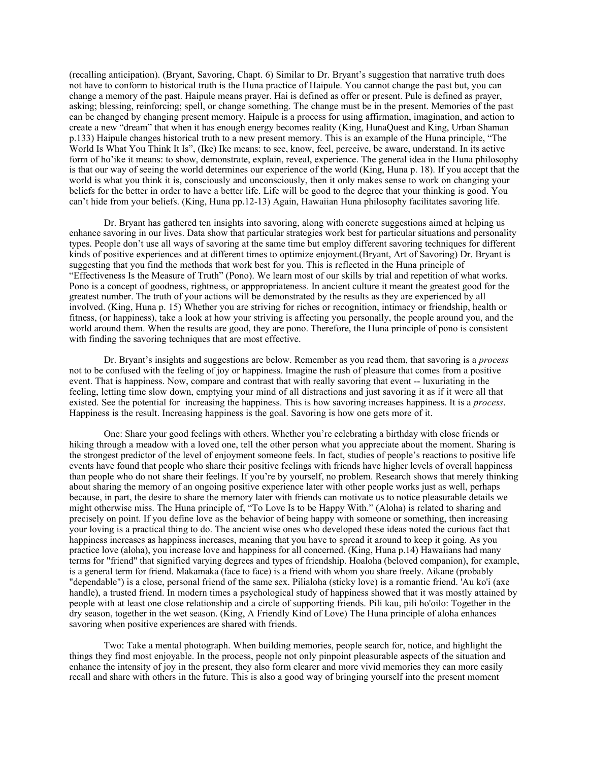(recalling anticipation). (Bryant, Savoring, Chapt. 6) Similar to Dr. Bryant's suggestion that narrative truth does not have to conform to historical truth is the Huna practice of Haipule. You cannot change the past but, you can change a memory of the past. Haipule means prayer. Hai is defined as offer or present. Pule is defined as prayer, asking; blessing, reinforcing; spell, or change something. The change must be in the present. Memories of the past can be changed by changing present memory. Haipule is a process for using affirmation, imagination, and action to create a new "dream" that when it has enough energy becomes reality (King, HunaQuest and King, Urban Shaman p.133) Haipule changes historical truth to a new present memory. This is an example of the Huna principle, "The World Is What You Think It Is", (Ike) Ike means: to see, know, feel, perceive, be aware, understand. In its active form of ho'ike it means: to show, demonstrate, explain, reveal, experience. The general idea in the Huna philosophy is that our way of seeing the world determines our experience of the world (King, Huna p. 18). If you accept that the world is what you think it is, consciously and unconsciously, then it only makes sense to work on changing your beliefs for the better in order to have a better life. Life will be good to the degree that your thinking is good. You can't hide from your beliefs. (King, Huna pp.12-13) Again, Hawaiian Huna philosophy facilitates savoring life.

Dr. Bryant has gathered ten insights into savoring, along with concrete suggestions aimed at helping us enhance savoring in our lives. Data show that particular strategies work best for particular situations and personality types. People don't use all ways of savoring at the same time but employ different savoring techniques for different kinds of positive experiences and at different times to optimize enjoyment.(Bryant, Art of Savoring) Dr. Bryant is suggesting that you find the methods that work best for you. This is reflected in the Huna principle of "Effectiveness Is the Measure of Truth" (Pono). We learn most of our skills by trial and repetition of what works. Pono is a concept of goodness, rightness, or apppropriateness. In ancient culture it meant the greatest good for the greatest number. The truth of your actions will be demonstrated by the results as they are experienced by all involved. (King, Huna p. 15) Whether you are striving for riches or recognition, intimacy or friendship, health or fitness, (or happiness), take a look at how your striving is affecting you personally, the people around you, and the world around them. When the results are good, they are pono. Therefore, the Huna principle of pono is consistent with finding the savoring techniques that are most effective.

Dr. Bryant's insights and suggestions are below. Remember as you read them, that savoring is a *process* not to be confused with the feeling of joy or happiness. Imagine the rush of pleasure that comes from a positive event. That is happiness. Now, compare and contrast that with really savoring that event -- luxuriating in the feeling, letting time slow down, emptying your mind of all distractions and just savoring it as if it were all that existed. See the potential for increasing the happiness. This is how savoring increases happiness. It is a *process*. Happiness is the result. Increasing happiness is the goal. Savoring is how one gets more of it.

One: Share your good feelings with others. Whether you're celebrating a birthday with close friends or hiking through a meadow with a loved one, tell the other person what you appreciate about the moment. Sharing is the strongest predictor of the level of enjoyment someone feels. In fact, studies of people's reactions to positive life events have found that people who share their positive feelings with friends have higher levels of overall happiness than people who do not share their feelings. If you're by yourself, no problem. Research shows that merely thinking about sharing the memory of an ongoing positive experience later with other people works just as well, perhaps because, in part, the desire to share the memory later with friends can motivate us to notice pleasurable details we might otherwise miss. The Huna principle of, "To Love Is to be Happy With." (Aloha) is related to sharing and precisely on point. If you define love as the behavior of being happy with someone or something, then increasing your loving is a practical thing to do. The ancient wise ones who developed these ideas noted the curious fact that happiness increases as happiness increases, meaning that you have to spread it around to keep it going. As you practice love (aloha), you increase love and happiness for all concerned. (King, Huna p.14) Hawaiians had many terms for "friend" that signified varying degrees and types of friendship. Hoaloha (beloved companion), for example, is a general term for friend. Makamaka (face to face) is a friend with whom you share freely. Aikane (probably "dependable") is a close, personal friend of the same sex. Pilialoha (sticky love) is a romantic friend. 'Au ko'i (axe handle), a trusted friend. In modern times a psychological study of happiness showed that it was mostly attained by people with at least one close relationship and a circle of supporting friends. Pili kau, pili ho'oilo: Together in the dry season, together in the wet season. (King, A Friendly Kind of Love) The Huna principle of aloha enhances savoring when positive experiences are shared with friends.

Two: Take a mental photograph. When building memories, people search for, notice, and highlight the things they find most enjoyable. In the process, people not only pinpoint pleasurable aspects of the situation and enhance the intensity of joy in the present, they also form clearer and more vivid memories they can more easily recall and share with others in the future. This is also a good way of bringing yourself into the present moment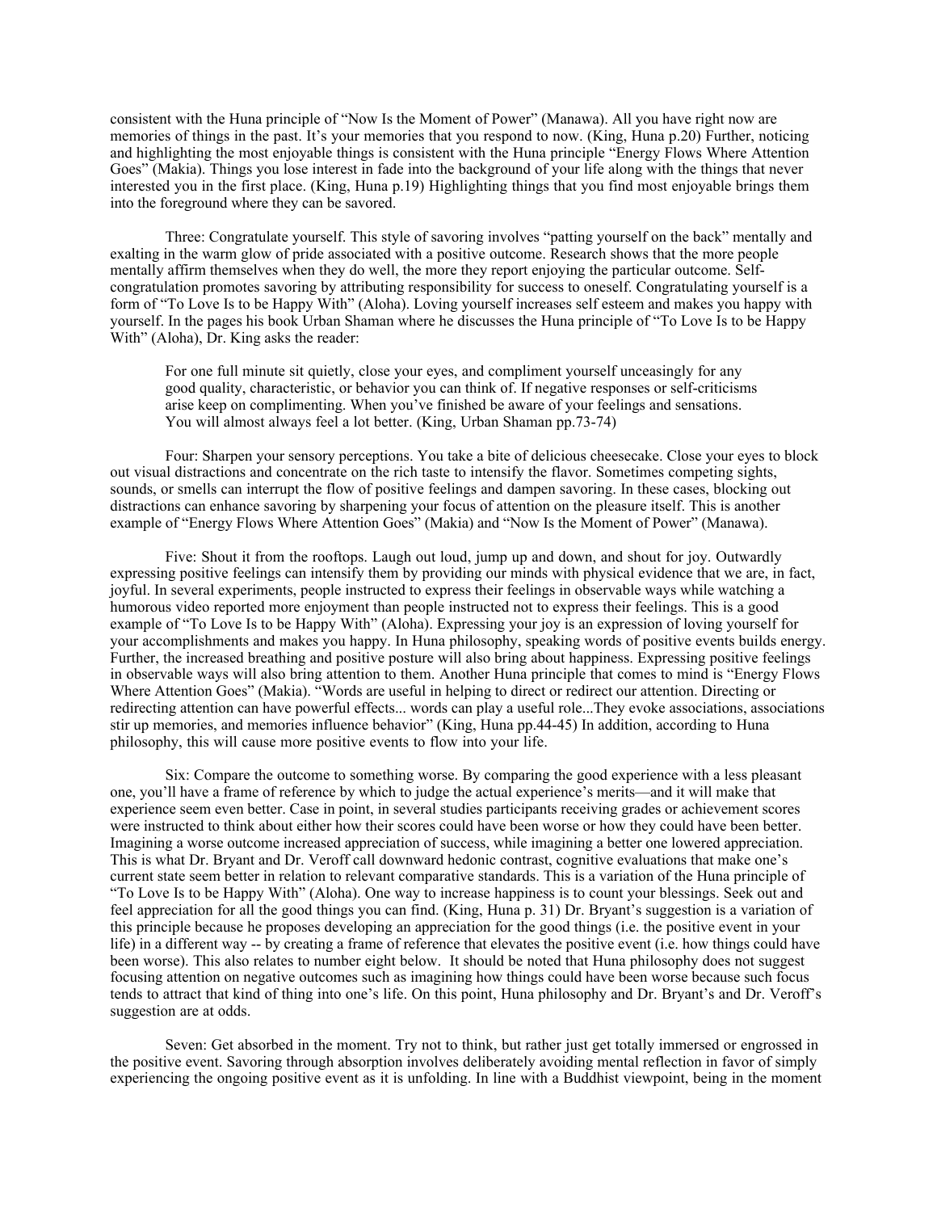consistent with the Huna principle of "Now Is the Moment of Power" (Manawa). All you have right now are memories of things in the past. It's your memories that you respond to now. (King, Huna p.20) Further, noticing and highlighting the most enjoyable things is consistent with the Huna principle "Energy Flows Where Attention Goes" (Makia). Things you lose interest in fade into the background of your life along with the things that never interested you in the first place. (King, Huna p.19) Highlighting things that you find most enjoyable brings them into the foreground where they can be savored.

Three: Congratulate yourself. This style of savoring involves "patting yourself on the back" mentally and exalting in the warm glow of pride associated with a positive outcome. Research shows that the more people mentally affirm themselves when they do well, the more they report enjoying the particular outcome. Self-congratulation promotes savoring by attributing responsibility for success to oneself. Congratulating yourself is a form of "To Love Is to be Happy With" (Aloha). Loving yourself increases self esteem and makes you happy with yourself. In the pages his book Urban Shaman where he discusses the Huna principle of "To Love Is to be Happy With" (Aloha), Dr. King asks the reader:

> For one full minute sit quietly, close your eyes, and compliment yourself unceasingly for any good quality, characteristic, or behavior you can think of. If negative responses or self-criticisms arise keep on complimenting. When you've finished be aware of your feelings and sensations. You will almost always feel a lot better. (King, Urban Shaman pp.73-74)

Four: Sharpen your sensory perceptions. You take a bite of delicious cheesecake. Close your eyes to block out visual distractions and concentrate on the rich taste to intensify the flavor. Sometimes competing sights, sounds, or smells can interrupt the flow of positive feelings and dampen savoring. In these cases, blocking out distractions can enhance savoring by sharpening your focus of attention on the pleasure itself. This is another example of "Energy Flows Where Attention Goes" (Makia) and "Now Is the Moment of Power" (Manawa).

Five: Shout it from the rooftops. Laugh out loud, jump up and down, and shout for joy. Outwardly expressing positive feelings can intensify them by providing our minds with physical evidence that we are, in fact, joyful. In several experiments, people instructed to express their feelings in observable ways while watching a humorous video reported more enjoyment than people instructed not to express their feelings. This is a good example of "To Love Is to be Happy With" (Aloha). Expressing your joy is an expression of loving yourself for your accomplishments and makes you happy. In Huna philosophy, speaking words of positive events builds energy. Further, the increased breathing and positive posture will also bring about happiness. Expressing positive feelings in observable ways will also bring attention to them. Another Huna principle that comes to mind is "Energy Flows Where Attention Goes" (Makia). "Words are useful in helping to direct or redirect our attention. Directing or redirecting attention can have powerful effects... words can play a useful role...They evoke associations, associations stir up memories, and memories influence behavior" (King, Huna pp.44-45) In addition, according to Huna philosophy, this will cause more positive events to flow into your life.

Six: Compare the outcome to something worse. By comparing the good experience with a less pleasant one, you'll have a frame of reference by which to judge the actual experience's merits—and it will make that experience seem even better. Case in point, in several studies participants receiving grades or achievement scores were instructed to think about either how their scores could have been worse or how they could have been better. Imagining a worse outcome increased appreciation of success, while imagining a better one lowered appreciation. This is what Dr. Bryant and Dr. Veroff call downward hedonic contrast, cognitive evaluations that make one's current state seem better in relation to relevant comparative standards. This is a variation of the Huna principle of "To Love Is to be Happy With" (Aloha). One way to increase happiness is to count your blessings. Seek out and feel appreciation for all the good things you can find. (King, Huna p. 31) Dr. Bryant's suggestion is a variation of this principle because he proposes developing an appreciation for the good things (i.e. the positive event in your life) in a different way -- by creating a frame of reference that elevates the positive event (i.e. how things could have been worse). This also relates to number eight below. It should be noted that Huna philosophy does not suggest focusing attention on negative outcomes such as imagining how things could have been worse because such focus tends to attract that kind of thing into one's life. On this point, Huna philosophy and Dr. Bryant's and Dr. Veroff's suggestion are at odds.

Seven: Get absorbed in the moment. Try not to think, but rather just get totally immersed or engrossed in the positive event. Savoring through absorption involves deliberately avoiding mental reflection in favor of simply experiencing the ongoing positive event as it is unfolding. In line with a Buddhist viewpoint, being in the moment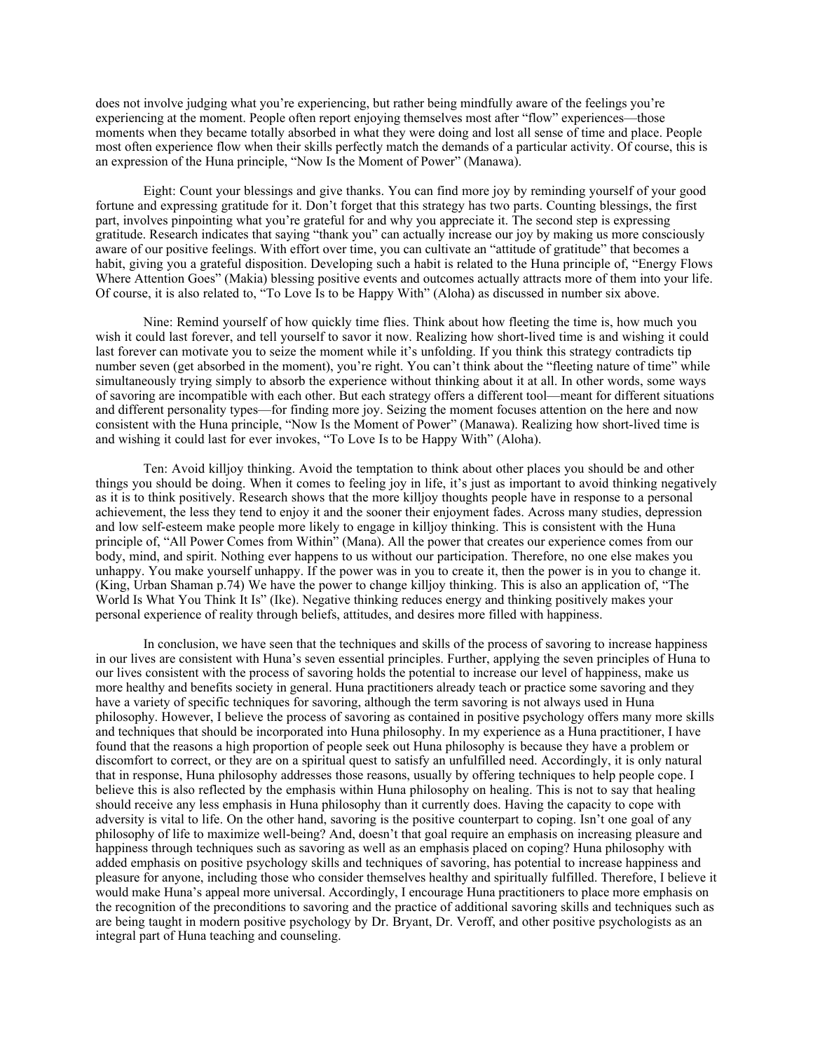does not involve judging what you're experiencing, but rather being mindfully aware of the feelings you're experiencing at the moment. People often report enjoying themselves most after "flow" experiences—those moments when they became totally absorbed in what they were doing and lost all sense of time and place. People most often experience flow when their skills perfectly match the demands of a particular activity. Of course, this is an expression of the Huna principle, "Now Is the Moment of Power" (Manawa).

Eight: Count your blessings and give thanks. You can find more joy by reminding yourself of your good fortune and expressing gratitude for it. Don't forget that this strategy has two parts. Counting blessings, the first part, involves pinpointing what you're grateful for and why you appreciate it. The second step is expressing gratitude. Research indicates that saying "thank you" can actually increase our joy by making us more consciously aware of our positive feelings. With effort over time, you can cultivate an "attitude of gratitude" that becomes a habit, giving you a grateful disposition. Developing such a habit is related to the Huna principle of, "Energy Flows Where Attention Goes" (Makia) blessing positive events and outcomes actually attracts more of them into your life. Of course, it is also related to, "To Love Is to be Happy With" (Aloha) as discussed in number six above.

Nine: Remind yourself of how quickly time flies. Think about how fleeting the time is, how much you wish it could last forever, and tell yourself to savor it now. Realizing how short-lived time is and wishing it could last forever can motivate you to seize the moment while it's unfolding. If you think this strategy contradicts tip number seven (get absorbed in the moment), you're right. You can't think about the "fleeting nature of time" while simultaneously trying simply to absorb the experience without thinking about it at all. In other words, some ways of savoring are incompatible with each other. But each strategy offers a different tool—meant for different situations and different personality types—for finding more joy. Seizing the moment focuses attention on the here and now consistent with the Huna principle, "Now Is the Moment of Power" (Manawa). Realizing how short-lived time is and wishing it could last for ever invokes, "To Love Is to be Happy With" (Aloha).

Ten: Avoid killjoy thinking. Avoid the temptation to think about other places you should be and other things you should be doing. When it comes to feeling joy in life, it's just as important to avoid thinking negatively as it is to think positively. Research shows that the more killjoy thoughts people have in response to a personal achievement, the less they tend to enjoy it and the sooner their enjoyment fades. Across many studies, depression and low self-esteem make people more likely to engage in killjoy thinking. This is consistent with the Huna principle of, "All Power Comes from Within" (Mana). All the power that creates our experience comes from our body, mind, and spirit. Nothing ever happens to us without our participation. Therefore, no one else makes you unhappy. You make yourself unhappy. If the power was in you to create it, then the power is in you to change it. (King, Urban Shaman p.74) We have the power to change killjoy thinking. This is also an application of, "The World Is What You Think It Is" (Ike). Negative thinking reduces energy and thinking positively makes your personal experience of reality through beliefs, attitudes, and desires more filled with happiness.

In conclusion, we have seen that the techniques and skills of the process of savoring to increase happiness in our lives are consistent with Huna's seven essential principles. Further, applying the seven principles of Huna to our lives consistent with the process of savoring holds the potential to increase our level of happiness, make us more healthy and benefits society in general. Huna practitioners already teach or practice some savoring and they have a variety of specific techniques for savoring, although the term savoring is not always used in Huna philosophy. However, I believe the process of savoring as contained in positive psychology offers many more skills and techniques that should be incorporated into Huna philosophy. In my experience as a Huna practitioner, I have found that the reasons a high proportion of people seek out Huna philosophy is because they have a problem or discomfort to correct, or they are on a spiritual quest to satisfy an unfulfilled need. Accordingly, it is only natural that in response, Huna philosophy addresses those reasons, usually by offering techniques to help people cope. I believe this is also reflected by the emphasis within Huna philosophy on healing. This is not to say that healing should receive any less emphasis in Huna philosophy than it currently does. Having the capacity to cope with adversity is vital to life. On the other hand, savoring is the positive counterpart to coping. Isn't one goal of any philosophy of life to maximize well-being? And, doesn't that goal require an emphasis on increasing pleasure and happiness through techniques such as savoring as well as an emphasis placed on coping? Huna philosophy with added emphasis on positive psychology skills and techniques of savoring, has potential to increase happiness and pleasure for anyone, including those who consider themselves healthy and spiritually fulfilled. Therefore, I believe it would make Huna's appeal more universal. Accordingly, I encourage Huna practitioners to place more emphasis on the recognition of the preconditions to savoring and the practice of additional savoring skills and techniques such as are being taught in modern positive psychology by Dr. Bryant, Dr. Veroff, and other positive psychologists as an integral part of Huna teaching and counseling.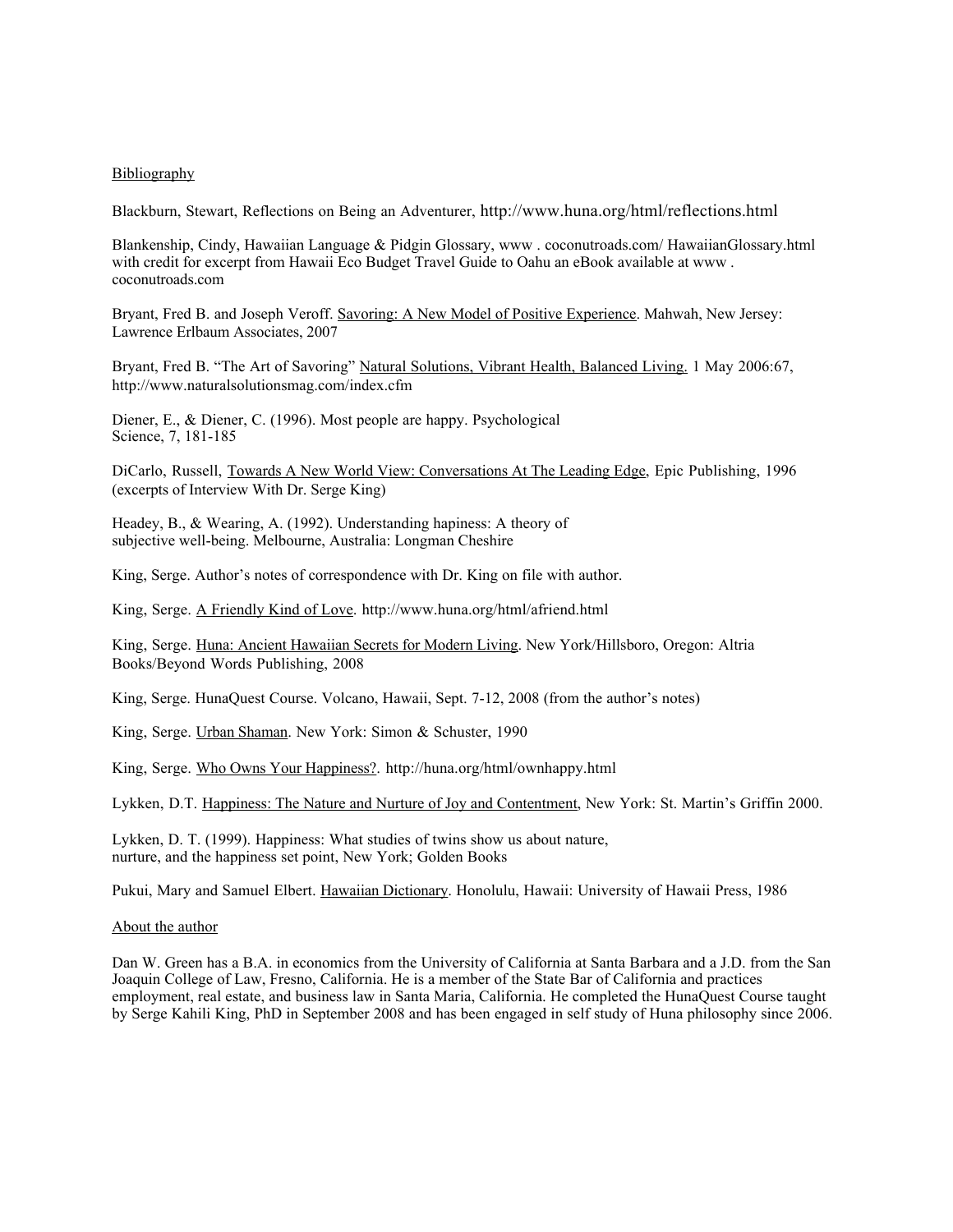## Bibliography

Blackburn, Stewart, Reflections on Being an Adventurer, http://www.huna.org/html/reflections.html

Blankenship, Cindy, Hawaiian Language & Pidgin Glossary, www . coconutroads.com/ HawaiianGlossary.html with credit for excerpt from Hawaii Eco Budget Travel Guide to Oahu an eBook available at www . coconutroads.com

Bryant, Fred B. and Joseph Veroff. Savoring: A New Model of Positive Experience. Mahwah, New Jersey: Lawrence Erlbaum Associates, 2007

Bryant, Fred B. "The Art of Savoring" Natural Solutions, Vibrant Health, Balanced Living. 1 May 2006:67, http://www.naturalsolutionsmag.com/index.cfm

Diener, E., & Diener, C. (1996). Most people are happy. Psychological Science, 7, 181-185

DiCarlo, Russell, Towards A New World View: Conversations At The Leading Edge, Epic Publishing, 1996 (excerpts of Interview With Dr. Serge King)

Headey, B., & Wearing, A. (1992). Understanding hapiness: A theory of subjective well-being. Melbourne, Australia: Longman Cheshire

King, Serge. Author's notes of correspondence with Dr. King on file with author.

King, Serge. A Friendly Kind of Love. http://www.huna.org/html/afriend.html

King, Serge. Huna: Ancient Hawaiian Secrets for Modern Living. New York/Hillsboro, Oregon: Altria Books/Beyond Words Publishing, 2008

King, Serge. HunaQuest Course. Volcano, Hawaii, Sept. 7-12, 2008 (from the author's notes)

King, Serge. Urban Shaman. New York: Simon & Schuster, 1990

King, Serge. Who Owns Your Happiness?. http://huna.org/html/ownhappy.html

Lykken, D.T. Happiness: The Nature and Nurture of Joy and Contentment, New York: St. Martin's Griffin 2000.

Lykken, D. T. (1999). Happiness: What studies of twins show us about nature, nurture, and the happiness set point, New York; Golden Books

Pukui, Mary and Samuel Elbert. Hawaiian Dictionary. Honolulu, Hawaii: University of Hawaii Press, 1986

## About the author

Dan W. Green has a B.A. in economics from the University of California at Santa Barbara and a J.D. from the San Joaquin College of Law, Fresno, California. He is a member of the State Bar of California and practices employment, real estate, and business law in Santa Maria, California. He completed the HunaQuest Course taught by Serge Kahili King, PhD in September 2008 and has been engaged in self study of Huna philosophy since 2006.